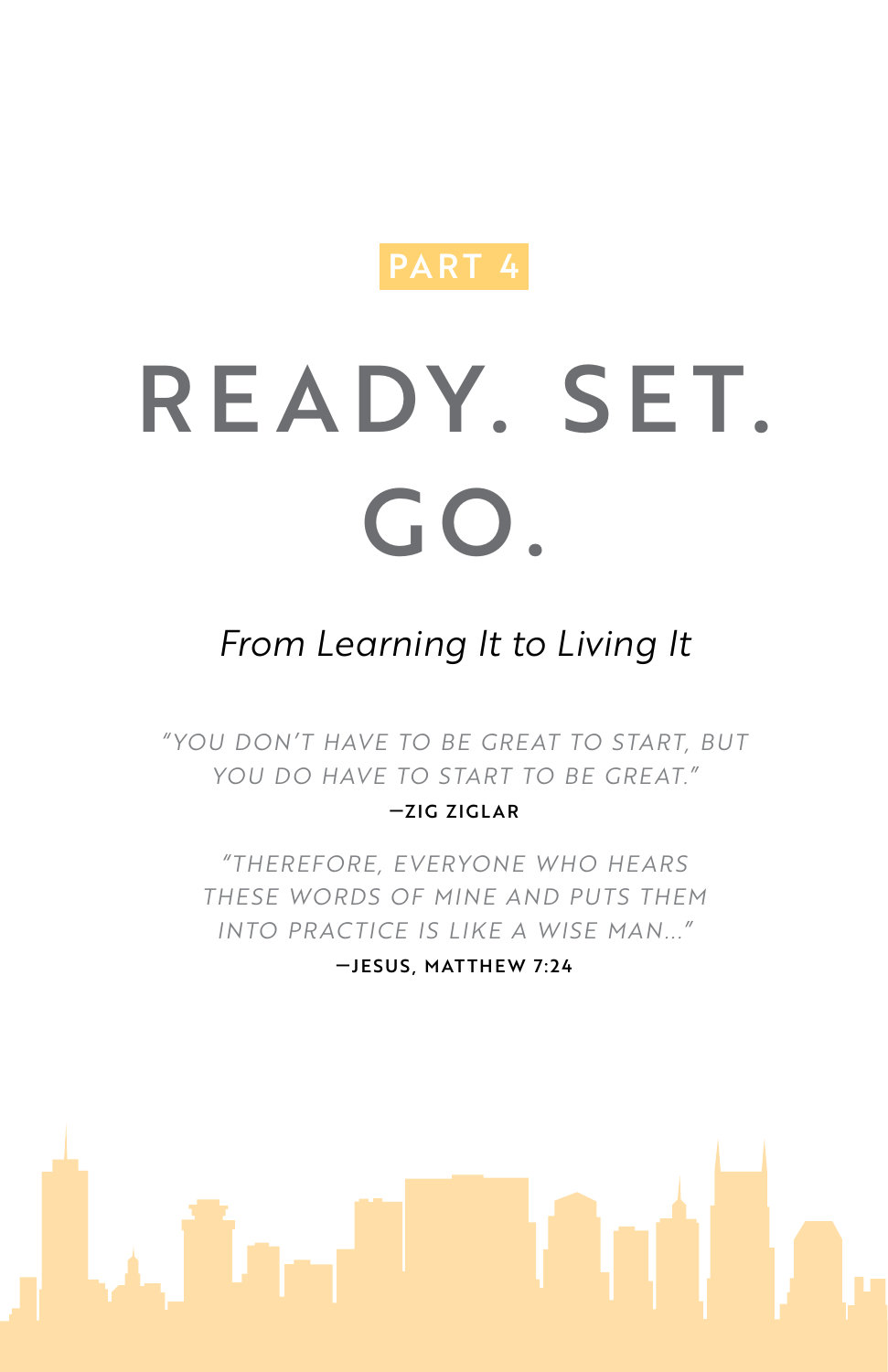PART 4

# READY. SET. GO.

*From Learning It to Living It*

*"YOU DON'T HAVE TO BE GREAT TO START, BUT YOU DO HAVE TO START TO BE GREAT."*

**—ZIG ZIGLAR**

*"THEREFORE, EVERYONE WHO HEARS THESE WORDS OF MINE AND PUTS THEM INTO PRACTICE IS LIKE A WISE MAN..."*

**—JESUS, MATTHEW 7:24**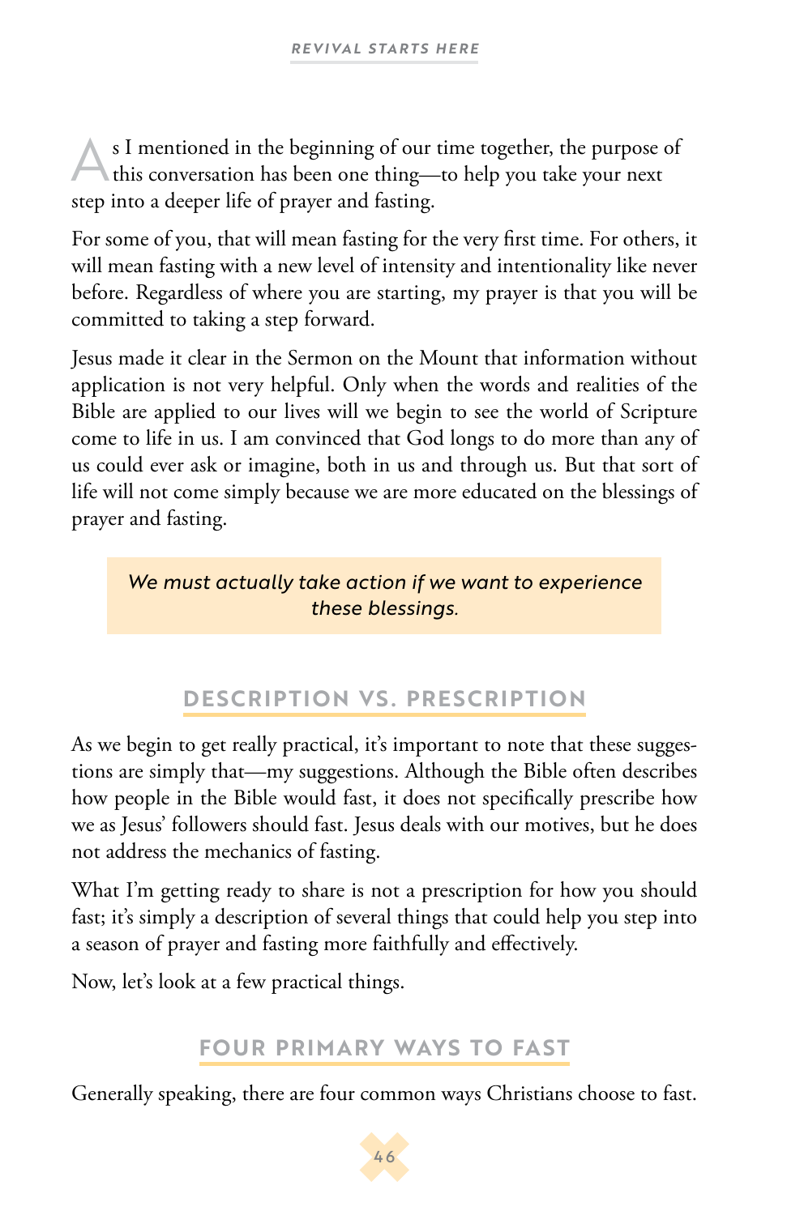As I mentioned in the beginning of our time together, the purpose of this conversation has been one thing—to help you take your next step into a deeper life of prayer and fasting.

For some of you, that will mean fasting for the very first time. For others, it will mean fasting with a new level of intensity and intentionality like never before. Regardless of where you are starting, my prayer is that you will be committed to taking a step forward.

Jesus made it clear in the Sermon on the Mount that information without application is not very helpful. Only when the words and realities of the Bible are applied to our lives will we begin to see the world of Scripture come to life in us. I am convinced that God longs to do more than any of us could ever ask or imagine, both in us and through us. But that sort of life will not come simply because we are more educated on the blessings of prayer and fasting.

> *We must actually take action if we want to experience these blessings.*

## DESCRIPTION VS. PRESCRIPTION

As we begin to get really practical, it's important to note that these suggestions are simply that—my suggestions. Although the Bible often describes how people in the Bible would fast, it does not specifically prescribe how we as Jesus' followers should fast. Jesus deals with our motives, but he does not address the mechanics of fasting.

What I'm getting ready to share is not a prescription for how you should fast; it's simply a description of several things that could help you step into a season of prayer and fasting more faithfully and effectively.

Now, let's look at a few practical things.

## FOUR PRIMARY WAYS TO FAST

Generally speaking, there are four common ways Christians choose to fast.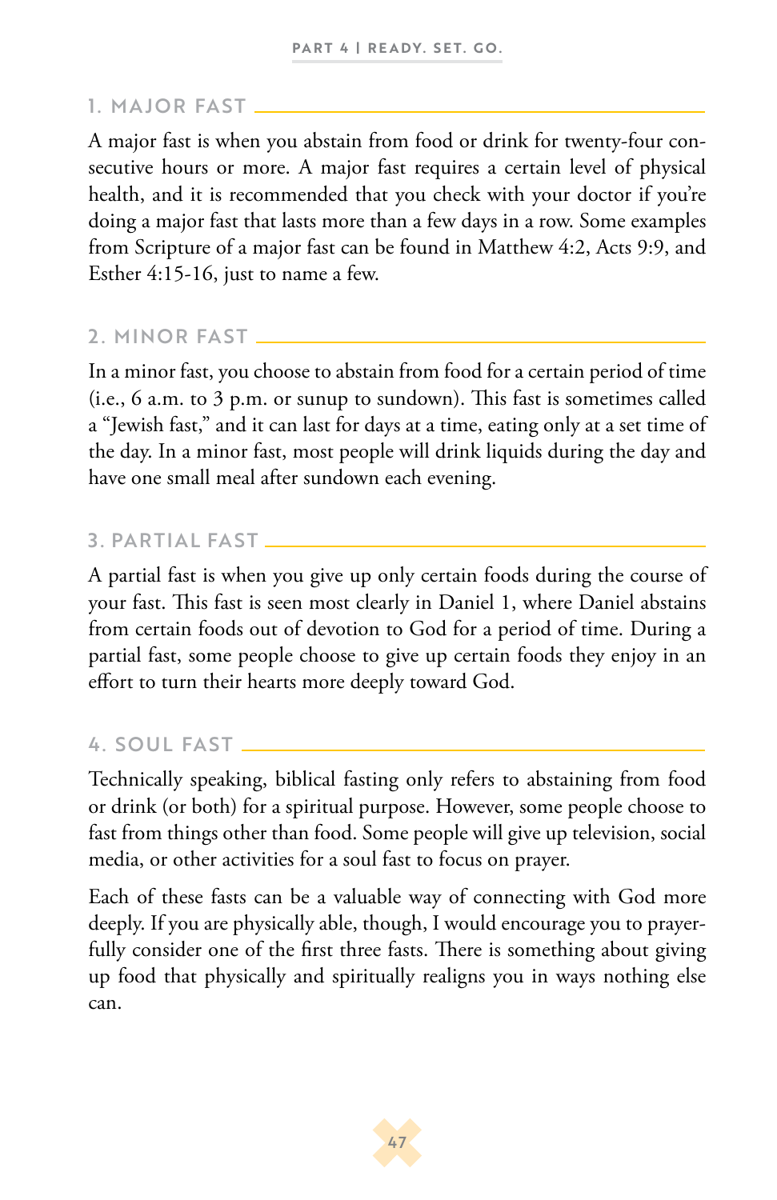## 1. MAJOR FAST

A major fast is when you abstain from food or drink for twenty-four consecutive hours or more. A major fast requires a certain level of physical health, and it is recommended that you check with your doctor if you're doing a major fast that lasts more than a few days in a row. Some examples from Scripture of a major fast can be found in Matthew 4:2, Acts 9:9, and Esther 4:15-16, just to name a few.

## 2. MINOR FAST

In a minor fast, you choose to abstain from food for a certain period of time (i.e., 6 a.m. to 3 p.m. or sunup to sundown). This fast is sometimes called a "Jewish fast," and it can last for days at a time, eating only at a set time of the day. In a minor fast, most people will drink liquids during the day and have one small meal after sundown each evening.

## 3. PARTIAL FAST

A partial fast is when you give up only certain foods during the course of your fast. This fast is seen most clearly in Daniel 1, where Daniel abstains from certain foods out of devotion to God for a period of time. During a partial fast, some people choose to give up certain foods they enjoy in an effort to turn their hearts more deeply toward God.

## 4. SOUL FAST

Technically speaking, biblical fasting only refers to abstaining from food or drink (or both) for a spiritual purpose. However, some people choose to fast from things other than food. Some people will give up television, social media, or other activities for a soul fast to focus on prayer.

Each of these fasts can be a valuable way of connecting with God more deeply. If you are physically able, though, I would encourage you to prayerfully consider one of the first three fasts. There is something about giving up food that physically and spiritually realigns you in ways nothing else can.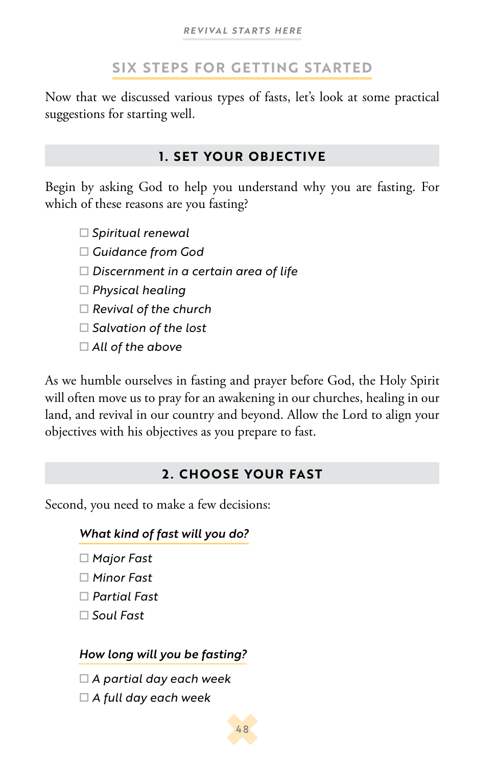## SIX STEPS FOR GETTING STARTED

Now that we discussed various types of fasts, let's look at some practical suggestions for starting well.

### 1. SET YOUR OBJECTIVE

Begin by asking God to help you understand why you are fasting. For which of these reasons are you fasting?

- ☐ *Spiritual renewal*
- ☐ *Guidance from God*
- ☐ *Discernment in a certain area of life*
- ☐ *Physical healing*
- ☐ *Revival of the church*
- ☐ *Salvation of the lost*
- ☐ *All of the above*

As we humble ourselves in fasting and prayer before God, the Holy Spirit will often move us to pray for an awakening in our churches, healing in our land, and revival in our country and beyond. Allow the Lord to align your objectives with his objectives as you prepare to fast.

### 2. CHOOSE YOUR FAST

Second, you need to make a few decisions:

***What kind of fast will you do?***

- ☐ *Major Fast*
- ☐ *Minor Fast*
- ☐ *Partial Fast*
- ☐ *Soul Fast*

***How long will you be fasting?***

- ☐ *A partial day each week*
- ☐ *A full day each week*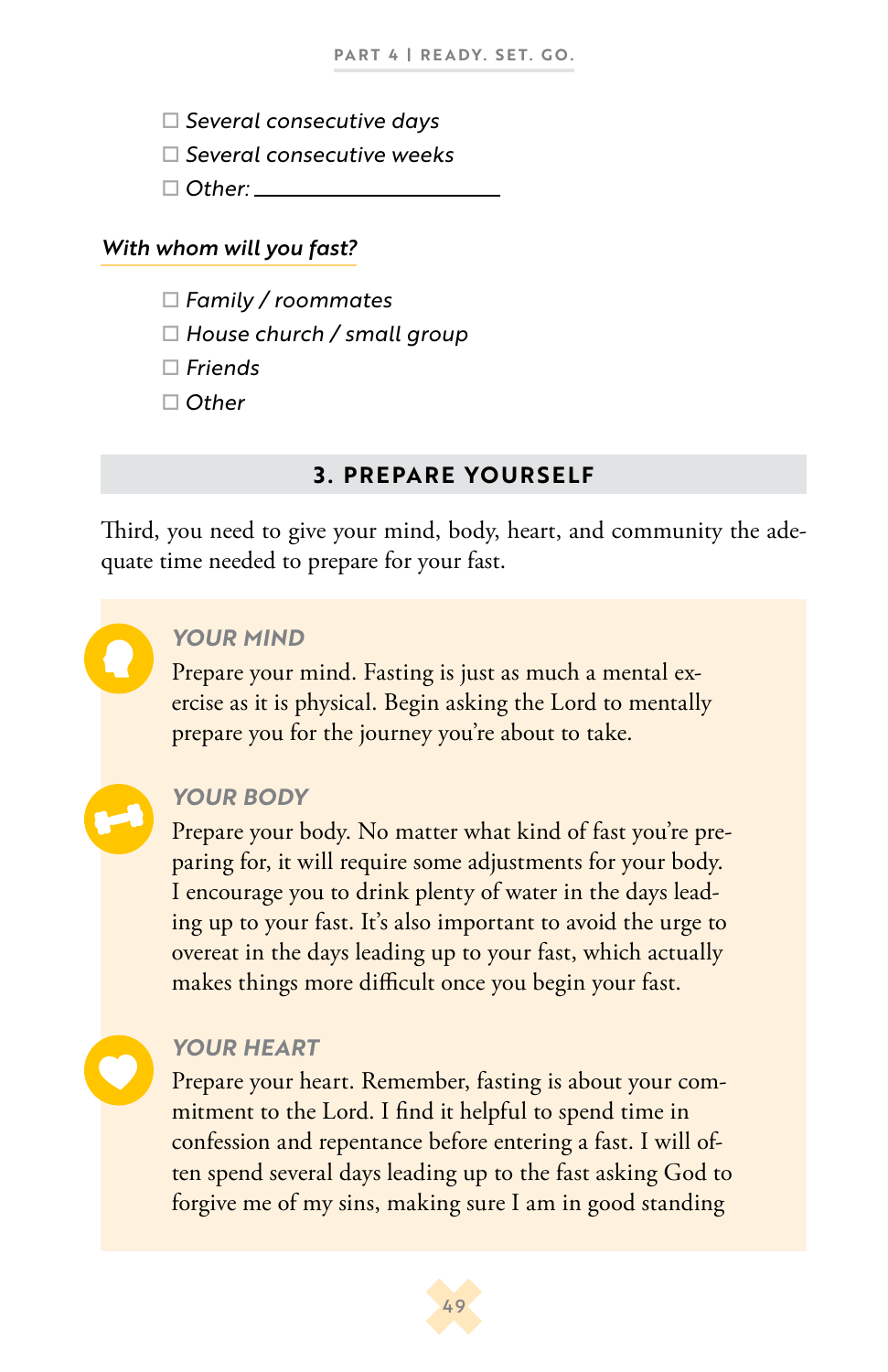- ☐ *Several consecutive days*
- ☐ *Several consecutive weeks*
- ☐ *Other:* ____________________

*With whom will you fast?*

- ☐ *Family / roommates*
- ☐ *House church / small group*
- ☐ *Friends*
- ☐ *Other*

## 3. PREPARE YOURSELF

Third, you need to give your mind, body, heart, and community the adequate time needed to prepare for your fast.

### *YOUR MIND*

Prepare your mind. Fasting is just as much a mental exercise as it is physical. Begin asking the Lord to mentally prepare you for the journey you're about to take.

### *YOUR BODY*

Prepare your body. No matter what kind of fast you're preparing for, it will require some adjustments for your body. I encourage you to drink plenty of water in the days leading up to your fast. It's also important to avoid the urge to overeat in the days leading up to your fast, which actually makes things more difficult once you begin your fast.

### *YOUR HEART*

Prepare your heart. Remember, fasting is about your commitment to the Lord. I find it helpful to spend time in confession and repentance before entering a fast. I will often spend several days leading up to the fast asking God to forgive me of my sins, making sure I am in good standing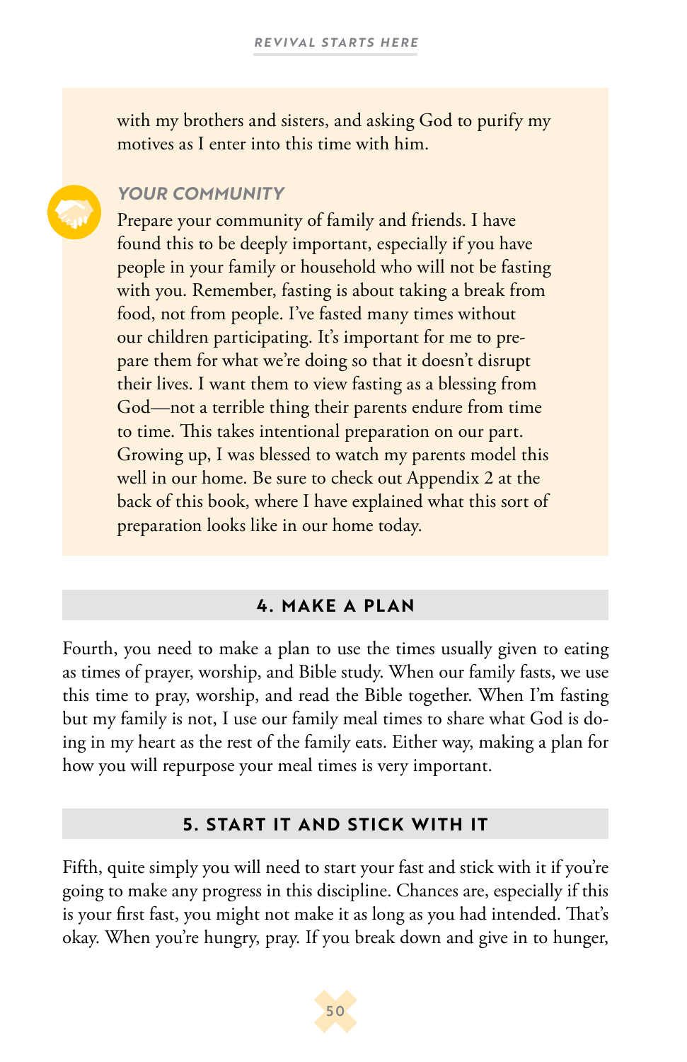with my brothers and sisters, and asking God to purify my motives as I enter into this time with him.

### *YOUR COMMUNITY*

Prepare your community of family and friends. I have found this to be deeply important, especially if you have people in your family or household who will not be fasting with you. Remember, fasting is about taking a break from food, not from people. I've fasted many times without our children participating. It's important for me to prepare them for what we're doing so that it doesn't disrupt their lives. I want them to view fasting as a blessing from God—not a terrible thing their parents endure from time to time. This takes intentional preparation on our part. Growing up, I was blessed to watch my parents model this well in our home. Be sure to check out Appendix 2 at the back of this book, where I have explained what this sort of preparation looks like in our home today.

## 4. MAKE A PLAN

Fourth, you need to make a plan to use the times usually given to eating as times of prayer, worship, and Bible study. When our family fasts, we use this time to pray, worship, and read the Bible together. When I'm fasting but my family is not, I use our family meal times to share what God is doing in my heart as the rest of the family eats. Either way, making a plan for how you will repurpose your meal times is very important.

## 5. START IT AND STICK WITH IT

Fifth, quite simply you will need to start your fast and stick with it if you're going to make any progress in this discipline. Chances are, especially if this is your first fast, you might not make it as long as you had intended. That's okay. When you're hungry, pray. If you break down and give in to hunger,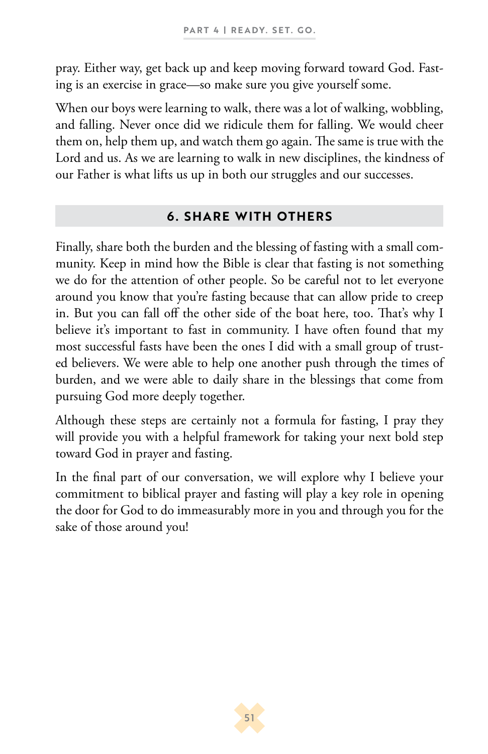pray. Either way, get back up and keep moving forward toward God. Fasting is an exercise in grace—so make sure you give yourself some.

When our boys were learning to walk, there was a lot of walking, wobbling, and falling. Never once did we ridicule them for falling. We would cheer them on, help them up, and watch them go again. The same is true with the Lord and us. As we are learning to walk in new disciplines, the kindness of our Father is what lifts us up in both our struggles and our successes.

## 6. SHARE WITH OTHERS

Finally, share both the burden and the blessing of fasting with a small community. Keep in mind how the Bible is clear that fasting is not something we do for the attention of other people. So be careful not to let everyone around you know that you're fasting because that can allow pride to creep in. But you can fall off the other side of the boat here, too. That's why I believe it's important to fast in community. I have often found that my most successful fasts have been the ones I did with a small group of trusted believers. We were able to help one another push through the times of burden, and we were able to daily share in the blessings that come from pursuing God more deeply together.

Although these steps are certainly not a formula for fasting, I pray they will provide you with a helpful framework for taking your next bold step toward God in prayer and fasting.

In the final part of our conversation, we will explore why I believe your commitment to biblical prayer and fasting will play a key role in opening the door for God to do immeasurably more in you and through you for the sake of those around you!